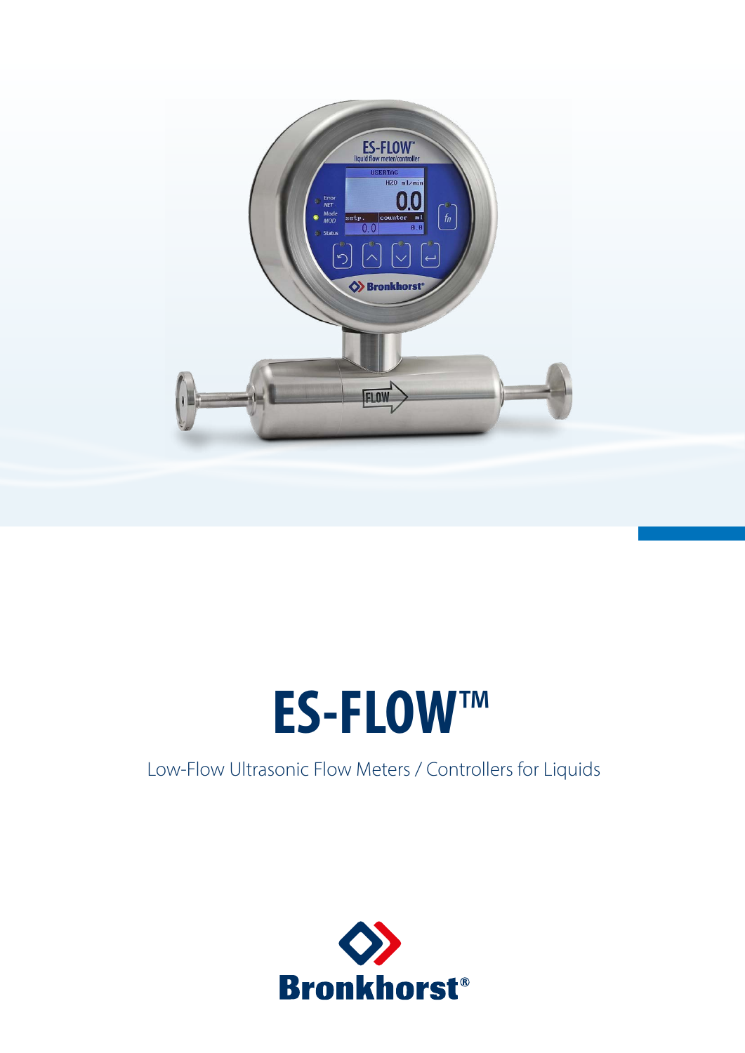# ES-FLOW™

Low-Flow Ultrasonic Flow Meters / Controllers for Liquids

Bronkhorst®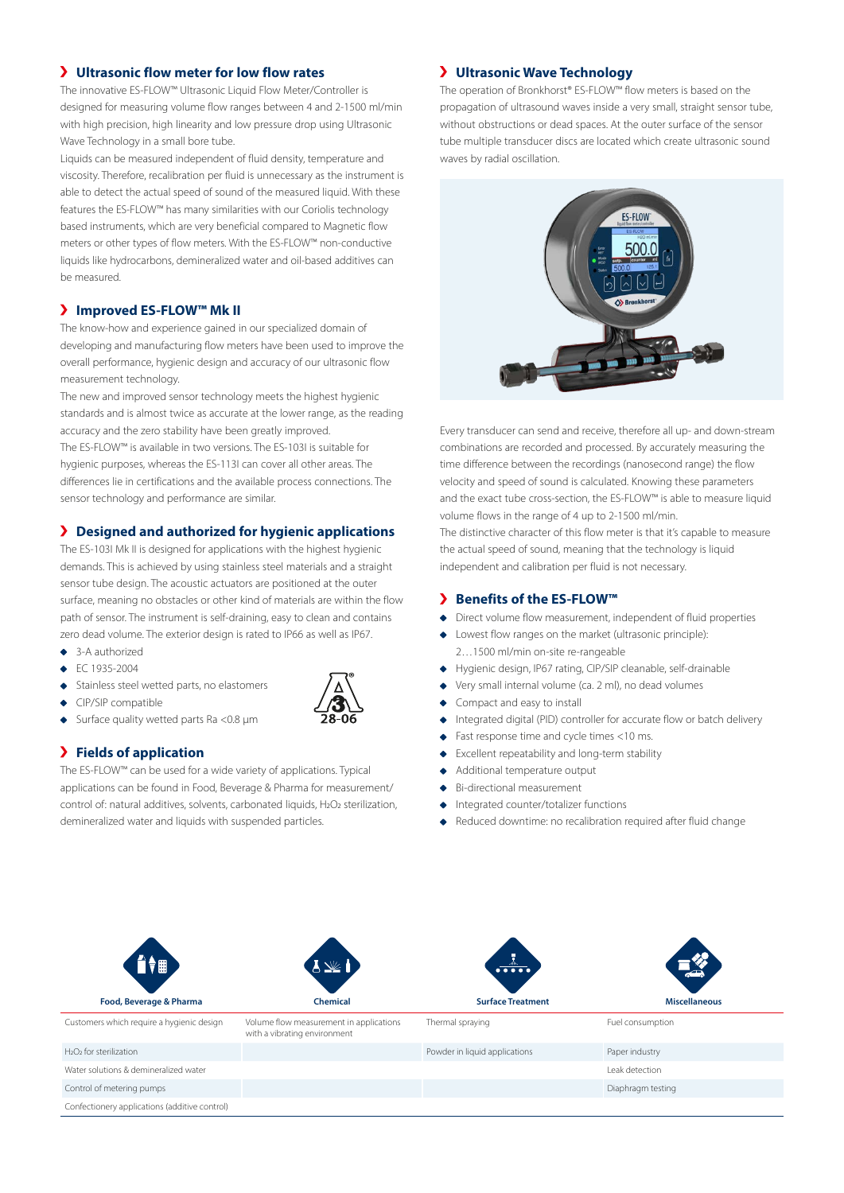## Ultrasonic flow meter for low flow rates

The innovative ES-FLOW™ Ultrasonic Liquid Flow Meter/Controller is designed for measuring volume flow ranges between 4 and 2-1500 ml/min with high precision, high linearity and low pressure drop using Ultrasonic Wave Technology in a small bore tube.

Liquids can be measured independent of fluid density, temperature and viscosity. Therefore, recalibration per fluid is unnecessary as the instrument is able to detect the actual speed of sound of the measured liquid. With these features the ES-FLOW™ has many similarities with our Coriolis technology based instruments, which are very beneficial compared to Magnetic flow meters or other types of flow meters. With the ES-FLOW™ non-conductive liquids like hydrocarbons, demineralized water and oil-based additives can be measured.

## Improved ES-FLOW™ Mk II

The know-how and experience gained in our specialized domain of developing and manufacturing flow meters have been used to improve the overall performance, hygienic design and accuracy of our ultrasonic flow measurement technology.

The new and improved sensor technology meets the highest hygienic standards and is almost twice as accurate at the lower range, as the reading accuracy and the zero stability have been greatly improved.

The ES-FLOW™ is available in two versions. The ES-103I is suitable for hygienic purposes, whereas the ES-113I can cover all other areas. The differences lie in certifications and the available process connections. The sensor technology and performance are similar.

## Designed and authorized for hygienic applications

The ES-103I Mk II is designed for applications with the highest hygienic demands. This is achieved by using stainless steel materials and a straight sensor tube design. The acoustic actuators are positioned at the outer surface, meaning no obstacles or other kind of materials are within the flow path of sensor. The instrument is self-draining, easy to clean and contains zero dead volume. The exterior design is rated to IP66 as well as IP67.

- 3-A authorized
- EC 1935-2004
- Stainless steel wetted parts, no elastomers
- CIP/SIP compatible
- Surface quality wetted parts Ra <0.8 µm

3-A 28-06

## Fields of application

The ES-FLOW™ can be used for a wide variety of applications. Typical applications can be found in Food, Beverage & Pharma for measurement/control of: natural additives, solvents, carbonated liquids, $H_2O_2$ sterilization, demineralized water and liquids with suspended particles.

## Ultrasonic Wave Technology

The operation of Bronkhorst® ES-FLOW™ flow meters is based on the propagation of ultrasound waves inside a very small, straight sensor tube, without obstructions or dead spaces. At the outer surface of the sensor tube multiple transducer discs are located which create ultrasonic sound waves by radial oscillation.

Every transducer can send and receive, therefore all up- and down-stream combinations are recorded and processed. By accurately measuring the time difference between the recordings (nanosecond range) the flow velocity and speed of sound is calculated. Knowing these parameters and the exact tube cross-section, the ES-FLOW™ is able to measure liquid volume flows in the range of 4 up to 2-1500 ml/min.

The distinctive character of this flow meter is that it's capable to measure the actual speed of sound, meaning that the technology is liquid independent and calibration per fluid is not necessary.

## Benefits of the ES-FLOW™

- Direct volume flow measurement, independent of fluid properties
- Lowest flow ranges on the market (ultrasonic principle): 2…1500 ml/min on-site re-rangeable
- Hygienic design, IP67 rating, CIP/SIP cleanable, self-drainable
- Very small internal volume (ca. 2 ml), no dead volumes
- Compact and easy to install
- Integrated digital (PID) controller for accurate flow or batch delivery
- Fast response time and cycle times <10 ms.
- Excellent repeatability and long-term stability
- Additional temperature output
- Bi-directional measurement
- Integrated counter/totalizer functions
- Reduced downtime: no recalibration required after fluid change

| Food, Beverage & Pharma | Chemical | Surface Treatment | Miscellaneous |
|---|---|---|---|
| Customers which require a hygienic design | Volume flow measurement in applications with a vibrating environment | Thermal spraying | Fuel consumption |
| $H_2O_2$ for sterilization | | Powder in liquid applications | Paper industry |
| Water solutions & demineralized water | | | Leak detection |
| Control of metering pumps | | | Diaphragm testing |
| Confectionery applications (additive control) | | | |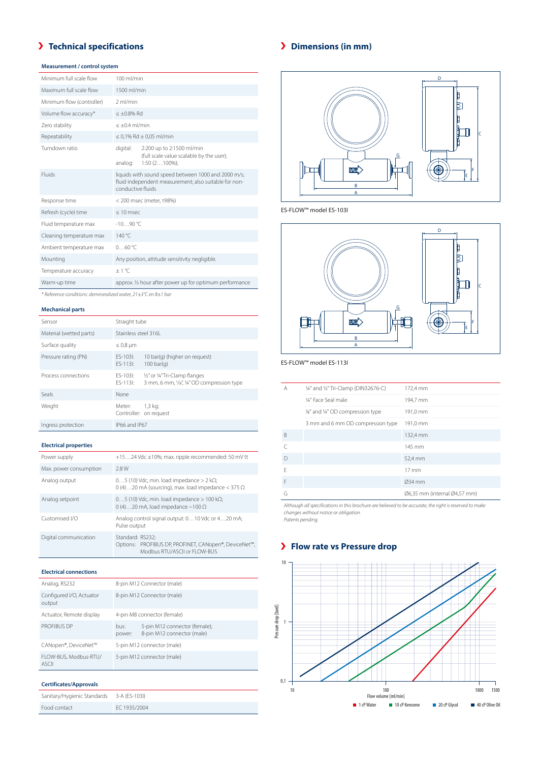## Technical specifications

### Measurement / control system

| | |
|---|---|
| Minimum full scale flow | 100 ml/min |
| Maximum full scale flow | 1500 ml/min |
| Minimum flow (controller) | 2 ml/min |
| Volume flow accuracy* | ≤ ±0.8% Rd |
| Zero stability | ≤ ±0.4 ml/min |
| Repeatability | ≤ 0,1% Rd ± 0,05 ml/min |
| Turndown ratio | digital: 2:200 up to 2:1500 ml/min (full scale value scalable by the user); analog: 1:50 (2…100%); |
| Fluids | liquids with sound speed between 1000 and 2000 m/s; fluid independent measurement; also suitable for non-conductive fluids |
| Response time | < 200 msec (meter, τ98%) |
| Refresh (cycle) time | ≤ 10 msec |
| Fluid temperature max | -10…90 °C |
| Cleaning temperature max | 140 °C |
| Ambient temperature max | 0…60 °C |
| Mounting | Any position, attitude sensitivity negligible. |
| Temperature accuracy | ± 1 °C |
| Warm-up time | approx. ½ hour after power up for optimum performance |

*\* Reference conditions: demineralized water, 21±3°C en 8±1 bar*

### Mechanical parts

| | |
|---|---|
| Sensor | Straight tube |
| Material (wetted parts) | Stainless steel 316L |
| Surface quality | ≤ 0,8 µm |
| Pressure rating (PN) | ES-103I: 10 bar(g) (higher on request); ES-113I: 100 bar(g) |
| Process connections | ES-103I: ½" or ¼" Tri-Clamp flanges; ES-113I: 3 mm, 6 mm, ⅛", ¼" OD compression type |
| Seals | None |
| Weight | Meter: 1,3 kg; Controller: on request |
| Ingress protection | IP66 and IP67 |

### Electrical properties

| | |
|---|---|
| Power supply | +15…24 Vdc ±10%; max. ripple recommended: 50 mV tt |
| Max. power consumption | 2.8 W |
| Analog output | 0…5 (10) Vdc, min. load impedance > 2 kΩ; 0 (4)…20 mA (sourcing), max. load impedance < 375 Ω |
| Analog setpoint | 0…5 (10) Vdc, min. load impedance > 100 kΩ; 0 (4)…20 mA, load impedance ~100 Ω |
| Customised I/O | Analog control signal output: 0…10 Vdc or 4…20 mA; Pulse output |
| Digital communication | Standard: RS232; Options: PROFIBUS DP, PROFINET, CANopen®, DeviceNet™, Modbus RTU/ASCII or FLOW-BUS |

### Electrical connections

| | |
|---|---|
| Analog, RS232 | 8-pin M12 Connector (male) |
| Configured I/O, Actuator output | 8-pin M12 Connector (male) |
| Actuator, Remote display | 4-pin M8 connector (female) |
| PROFIBUS DP | bus: 5-pin M12 connector (female); power: 8-pin M12 connector (male) |
| CANopen®, DeviceNet™ | 5-pin M12 connector (male) |
| FLOW-BUS, Modbus-RTU/ASCII | 5-pin M12 connector (male) |

### Certificates/Approvals

| | |
|---|---|
| Sanitary/Hygienic Standards | 3-A (ES-103I) |
| Food contact | EC 1935/2004 |

## Dimensions (in mm)

ES-FLOW™ model ES-103I

ES-FLOW™ model ES-113I

| | | |
|---|---|---|
| A | ¼" and ½" Tri-Clamp (DIN32676-C) | 172,4 mm |
| | ¼" Face Seal male | 194,7 mm |
| | ⅛" and ¼" OD compression type | 191,0 mm |
| | 3 mm and 6 mm OD compression type | 191,0 mm |
| B | | 132,4 mm |
| C | | 145 mm |
| D | | 52,4 mm |
| E | | 17 mm |
| F | | Ø34 mm |
| G | | Ø6,35 mm (internal Ø4,57 mm) |

*Although all specifications in this brochure are believed to be accurate, the right is reserved to make changes without notice or obligation.*
*Patents pending.*

## Flow rate vs Pressure drop

Pressure drop [bard] vs Flow volume [ml/min]

1 cP Water, 10 cP Kerosene, 20 cP Glycol, 40 cP Olive Oil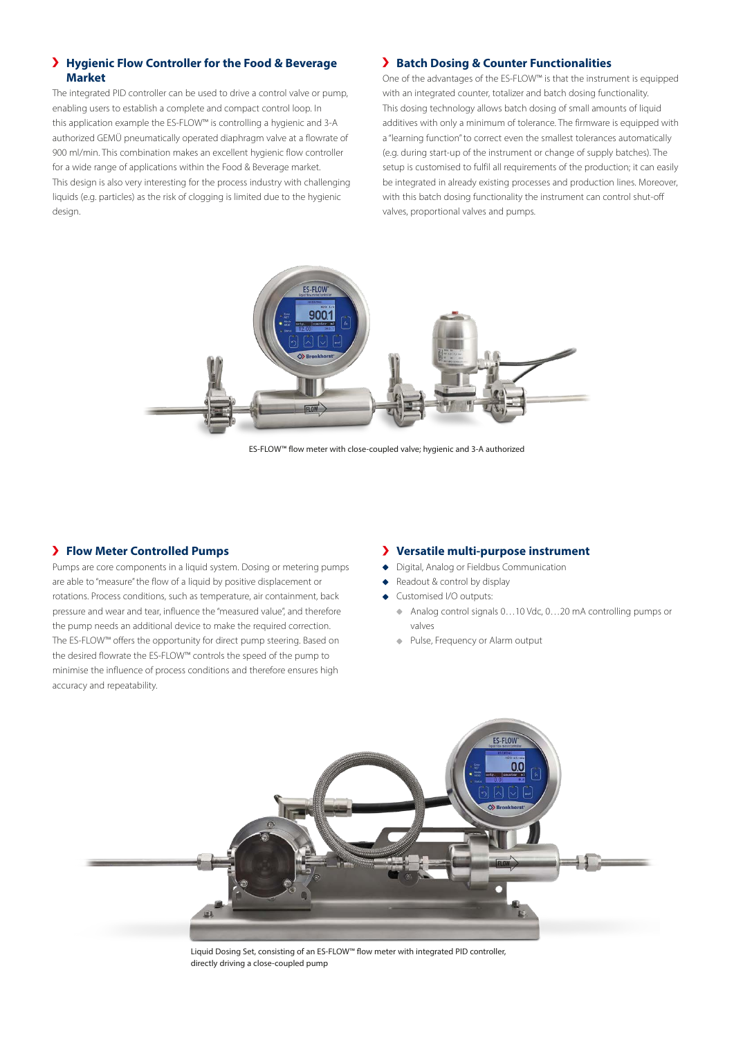## Hygienic Flow Controller for the Food & Beverage Market

The integrated PID controller can be used to drive a control valve or pump, enabling users to establish a complete and compact control loop. In this application example the ES-FLOW™ is controlling a hygienic and 3-A authorized GEMÜ pneumatically operated diaphragm valve at a flowrate of 900 ml/min. This combination makes an excellent hygienic flow controller for a wide range of applications within the Food & Beverage market. This design is also very interesting for the process industry with challenging liquids (e.g. particles) as the risk of clogging is limited due to the hygienic design.

## Batch Dosing & Counter Functionalities

One of the advantages of the ES-FLOW™ is that the instrument is equipped with an integrated counter, totalizer and batch dosing functionality. This dosing technology allows batch dosing of small amounts of liquid additives with only a minimum of tolerance. The firmware is equipped with a "learning function" to correct even the smallest tolerances automatically (e.g. during start-up of the instrument or change of supply batches). The setup is customised to fulfil all requirements of the production; it can easily be integrated in already existing processes and production lines. Moreover, with this batch dosing functionality the instrument can control shut-off valves, proportional valves and pumps.

ES-FLOW™ flow meter with close-coupled valve; hygienic and 3-A authorized

## Flow Meter Controlled Pumps

Pumps are core components in a liquid system. Dosing or metering pumps are able to "measure" the flow of a liquid by positive displacement or rotations. Process conditions, such as temperature, air containment, back pressure and wear and tear, influence the "measured value", and therefore the pump needs an additional device to make the required correction. The ES-FLOW™ offers the opportunity for direct pump steering. Based on the desired flowrate the ES-FLOW™ controls the speed of the pump to minimise the influence of process conditions and therefore ensures high accuracy and repeatability.

## Versatile multi-purpose instrument

- Digital, Analog or Fieldbus Communication
- Readout & control by display
- Customised I/O outputs:
  - Analog control signals 0…10 Vdc, 0…20 mA controlling pumps or valves
  - Pulse, Frequency or Alarm output

Liquid Dosing Set, consisting of an ES-FLOW™ flow meter with integrated PID controller, directly driving a close-coupled pump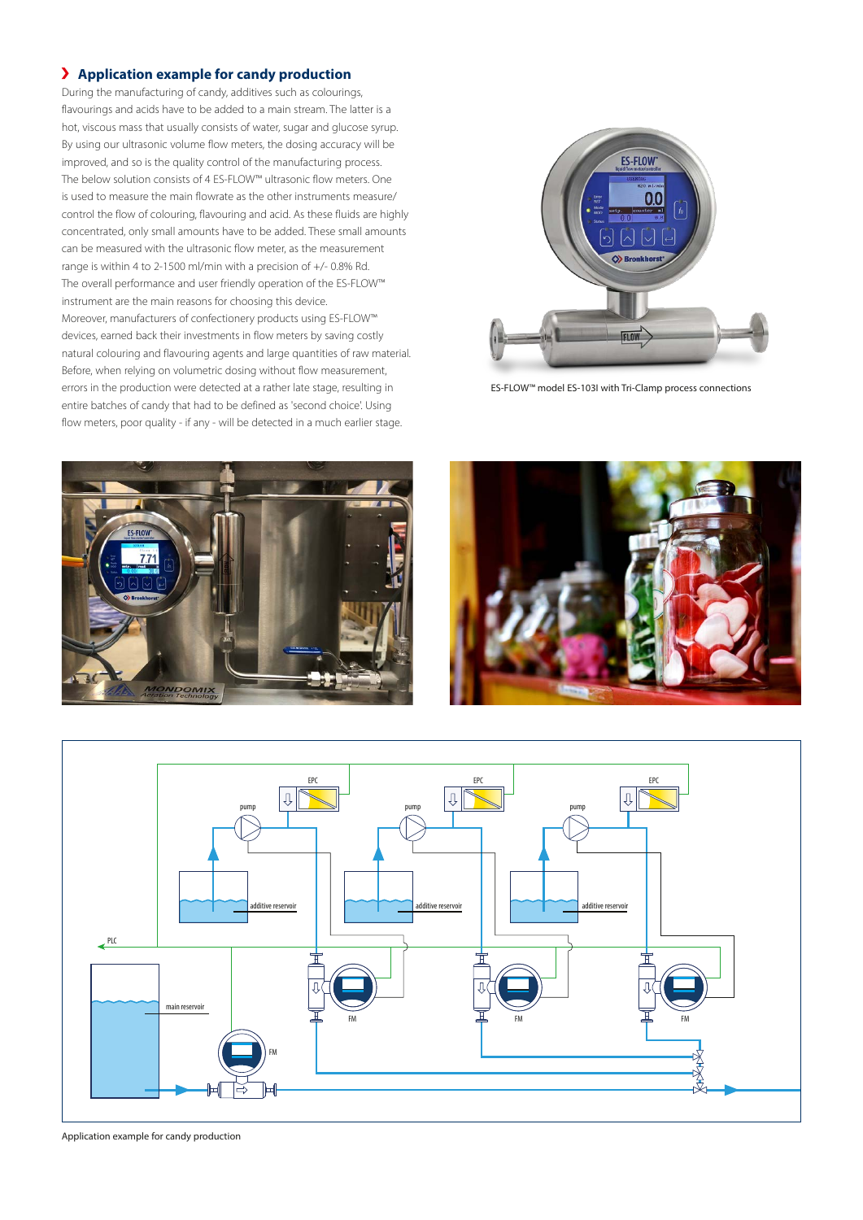## Application example for candy production

During the manufacturing of candy, additives such as colourings, flavourings and acids have to be added to a main stream. The latter is a hot, viscous mass that usually consists of water, sugar and glucose syrup. By using our ultrasonic volume flow meters, the dosing accuracy will be improved, and so is the quality control of the manufacturing process. The below solution consists of 4 ES-FLOW™ ultrasonic flow meters. One is used to measure the main flowrate as the other instruments measure/control the flow of colouring, flavouring and acid. As these fluids are highly concentrated, only small amounts have to be added. These small amounts can be measured with the ultrasonic flow meter, as the measurement range is within 4 to 2-1500 ml/min with a precision of +/- 0.8% Rd. The overall performance and user friendly operation of the ES-FLOW™ instrument are the main reasons for choosing this device.

Moreover, manufacturers of confectionery products using ES-FLOW™ devices, earned back their investments in flow meters by saving costly natural colouring and flavouring agents and large quantities of raw material. Before, when relying on volumetric dosing without flow measurement, errors in the production were detected at a rather late stage, resulting in entire batches of candy that had to be defined as 'second choice'. Using flow meters, poor quality - if any - will be detected in a much earlier stage.

ES-FLOW™ model ES-103I with Tri-Clamp process connections

Application example for candy production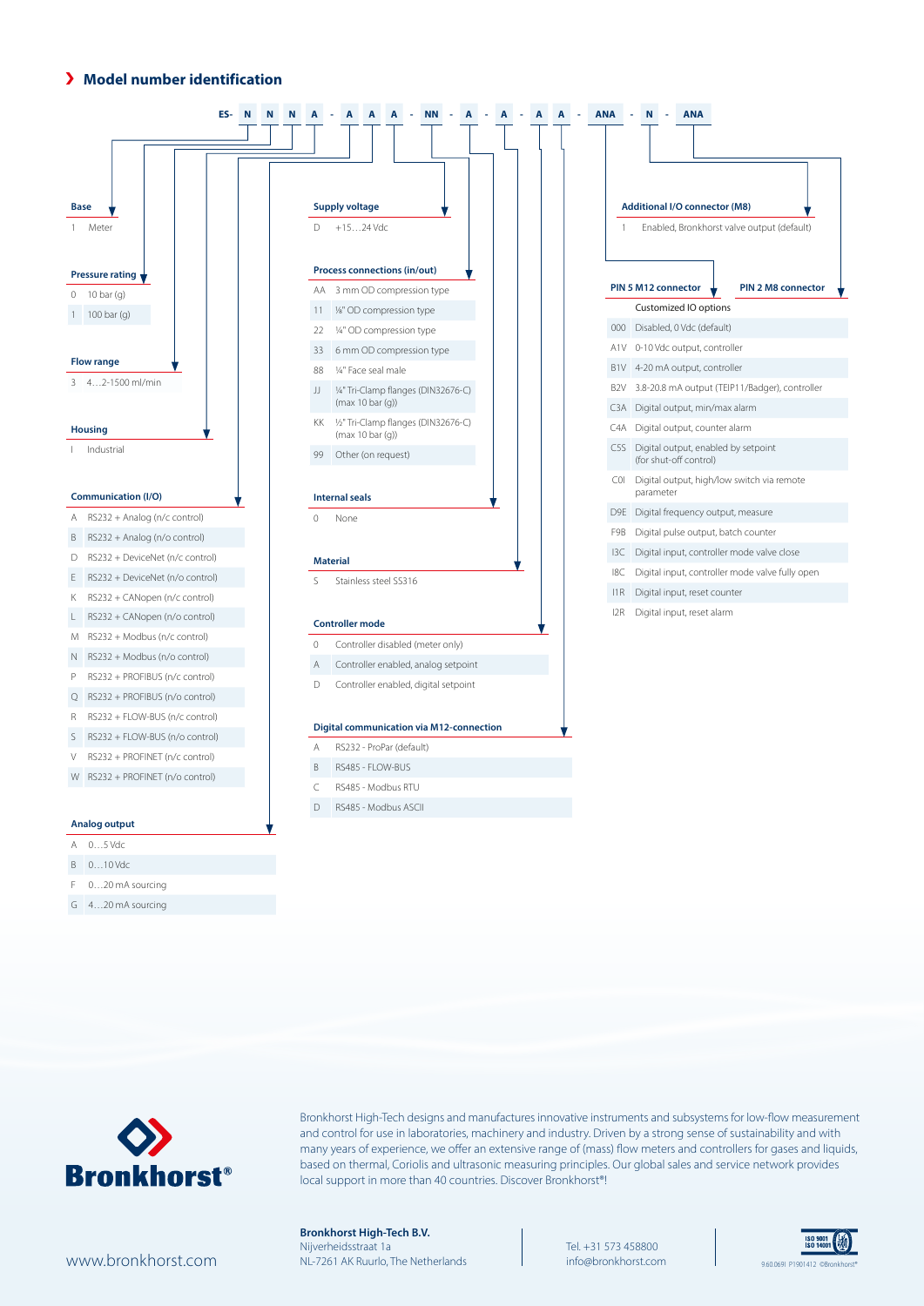## Model number identification

ES- N N N A - A A A - NN - A - A - A A - ANA - N - ANA

### Base

| | |
|---|---|
| 1 | Meter |

### Pressure rating

| | |
|---|---|
| 0 | 10 bar (g) |
| 1 | 100 bar (g) |

### Flow range

| | |
|---|---|
| 3 | 4…2-1500 ml/min |

### Housing

| | |
|---|---|
| I | Industrial |

### Communication (I/O)

| | |
|---|---|
| A | RS232 + Analog (n/c control) |
| B | RS232 + Analog (n/o control) |
| D | RS232 + DeviceNet (n/c control) |
| E | RS232 + DeviceNet (n/o control) |
| K | RS232 + CANopen (n/c control) |
| L | RS232 + CANopen (n/o control) |
| M | RS232 + Modbus (n/c control) |
| N | RS232 + Modbus (n/o control) |
| P | RS232 + PROFIBUS (n/c control) |
| Q | RS232 + PROFIBUS (n/o control) |
| R | RS232 + FLOW-BUS (n/c control) |
| S | RS232 + FLOW-BUS (n/o control) |
| V | RS232 + PROFINET (n/c control) |
| W | RS232 + PROFINET (n/o control) |

### Analog output

| | |
|---|---|
| A | 0…5 Vdc |
| B | 0…10 Vdc |
| F | 0…20 mA sourcing |
| G | 4…20 mA sourcing |

### Supply voltage

| | |
|---|---|
| D | +15…24 Vdc |

### Process connections (in/out)

| | |
|---|---|
| AA | 3 mm OD compression type |
| 11 | ⅛" OD compression type |
| 22 | ¼" OD compression type |
| 33 | 6 mm OD compression type |
| 88 | ¼" Face seal male |
| JJ | ¼" Tri-Clamp flanges (DIN32676-C) (max 10 bar (g)) |
| KK | ½" Tri-Clamp flanges (DIN32676-C) (max 10 bar (g)) |
| 99 | Other (on request) |

### Internal seals

| | |
|---|---|
| 0 | None |

### Material

| | |
|---|---|
| S | Stainless steel SS316 |

### Controller mode

| | |
|---|---|
| 0 | Controller disabled (meter only) |
| A | Controller enabled, analog setpoint |
| D | Controller enabled, digital setpoint |

### Digital communication via M12-connection

| | |
|---|---|
| A | RS232 - ProPar (default) |
| B | RS485 - FLOW-BUS |
| C | RS485 - Modbus RTU |
| D | RS485 - Modbus ASCII |

### Additional I/O connector (M8)

| | |
|---|---|
| 1 | Enabled, Bronkhorst valve output (default) |

### PIN 5 M12 connector / PIN 2 M8 connector

| | Customized IO options |
|---|---|
| 000 | Disabled, 0 Vdc (default) |
| A1V | 0-10 Vdc output, controller |
| B1V | 4-20 mA output, controller |
| B2V | 3.8-20.8 mA output (TEIP11/Badger), controller |
| C3A | Digital output, min/max alarm |
| C4A | Digital output, counter alarm |
| C5S | Digital output, enabled by setpoint (for shut-off control) |
| C0I | Digital output, high/low switch via remote parameter |
| D9E | Digital frequency output, measure |
| F9B | Digital pulse output, batch counter |
| I3C | Digital input, controller mode valve close |
| I8C | Digital input, controller mode valve fully open |
| I1R | Digital input, reset counter |
| I2R | Digital input, reset alarm |

Bronkhorst®

Bronkhorst High-Tech designs and manufactures innovative instruments and subsystems for low-flow measurement and control for use in laboratories, machinery and industry. Driven by a strong sense of sustainability and with many years of experience, we offer an extensive range of (mass) flow meters and controllers for gases and liquids, based on thermal, Coriolis and ultrasonic measuring principles. Our global sales and service network provides local support in more than 40 countries. Discover Bronkhorst®!

www.bronkhorst.com

**Bronkhorst High-Tech B.V.**
Nijverheidsstraat 1a
NL-7261 AK Ruurlo, The Netherlands

Tel. +31 573 458800
info@bronkhorst.com

ISO 9001 ISO 14001

9.60.069I P1901412 ©Bronkhorst®